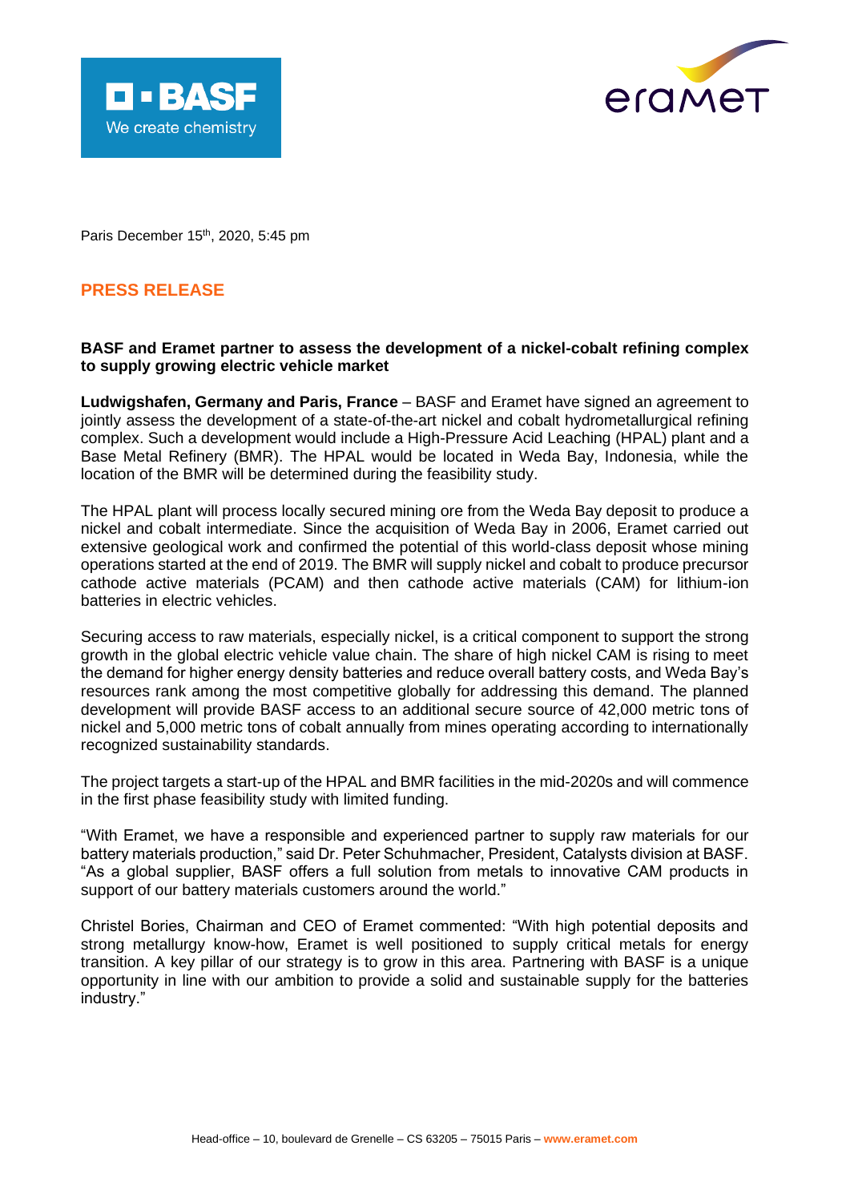Paris December 15th, 2020, 5:45 pm

## PRESS RELEASE

**BASF and Eramet partner to assess the development of a nickel-cobalt refining complex to supply growing electric vehicle market**

**Ludwigshafen, Germany and Paris, France** – BASF and Eramet have signed an agreement to jointly assess the development of a state-of-the-art nickel and cobalt hydrometallurgical refining complex. Such a development would include a High-Pressure Acid Leaching (HPAL) plant and a Base Metal Refinery (BMR). The HPAL would be located in Weda Bay, Indonesia, while the location of the BMR will be determined during the feasibility study.

The HPAL plant will process locally secured mining ore from the Weda Bay deposit to produce a nickel and cobalt intermediate. Since the acquisition of Weda Bay in 2006, Eramet carried out extensive geological work and confirmed the potential of this world-class deposit whose mining operations started at the end of 2019. The BMR will supply nickel and cobalt to produce precursor cathode active materials (PCAM) and then cathode active materials (CAM) for lithium-ion batteries in electric vehicles.

Securing access to raw materials, especially nickel, is a critical component to support the strong growth in the global electric vehicle value chain. The share of high nickel CAM is rising to meet the demand for higher energy density batteries and reduce overall battery costs, and Weda Bay's resources rank among the most competitive globally for addressing this demand. The planned development will provide BASF access to an additional secure source of 42,000 metric tons of nickel and 5,000 metric tons of cobalt annually from mines operating according to internationally recognized sustainability standards.

The project targets a start-up of the HPAL and BMR facilities in the mid-2020s and will commence in the first phase feasibility study with limited funding.

"With Eramet, we have a responsible and experienced partner to supply raw materials for our battery materials production," said Dr. Peter Schuhmacher, President, Catalysts division at BASF. "As a global supplier, BASF offers a full solution from metals to innovative CAM products in support of our battery materials customers around the world."

Christel Bories, Chairman and CEO of Eramet commented: "With high potential deposits and strong metallurgy know-how, Eramet is well positioned to supply critical metals for energy transition. A key pillar of our strategy is to grow in this area. Partnering with BASF is a unique opportunity in line with our ambition to provide a solid and sustainable supply for the batteries industry."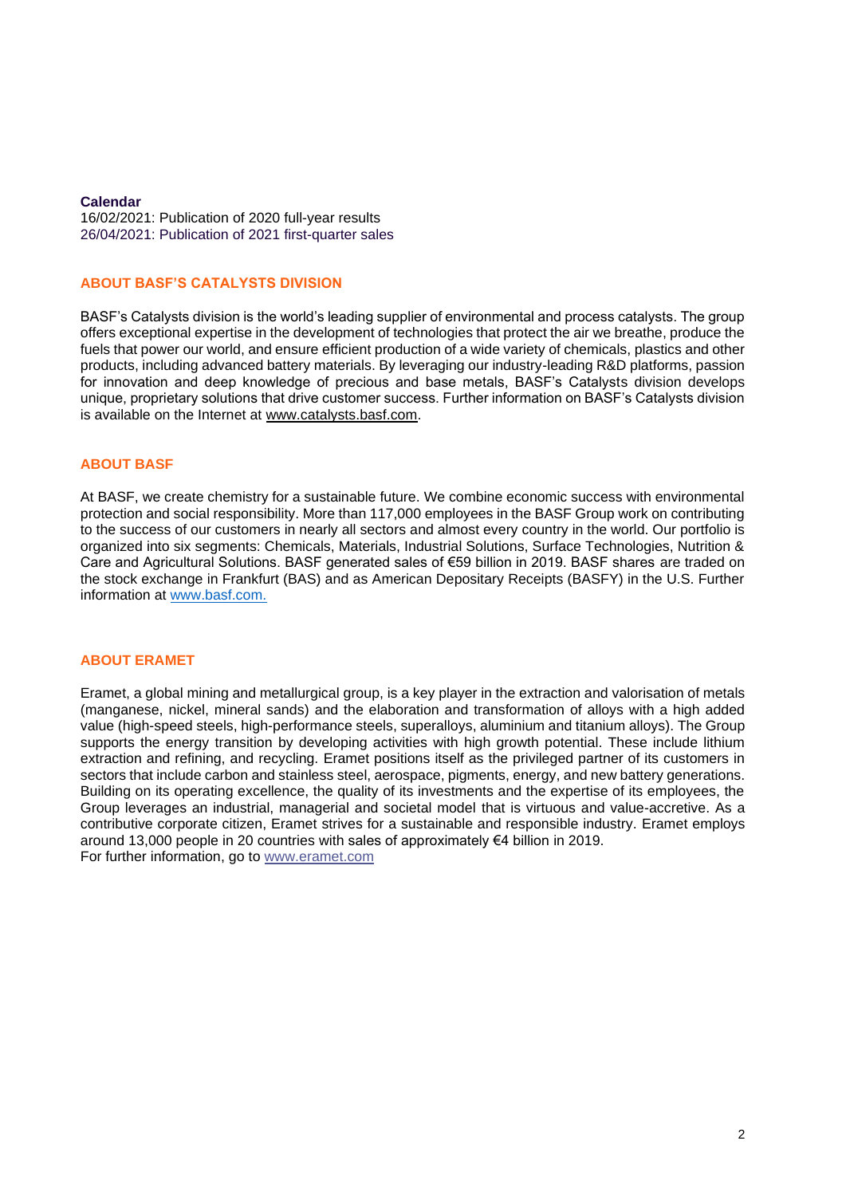**Calendar**
16/02/2021: Publication of 2020 full-year results
26/04/2021: Publication of 2021 first-quarter sales

## ABOUT BASF'S CATALYSTS DIVISION

BASF's Catalysts division is the world's leading supplier of environmental and process catalysts. The group offers exceptional expertise in the development of technologies that protect the air we breathe, produce the fuels that power our world, and ensure efficient production of a wide variety of chemicals, plastics and other products, including advanced battery materials. By leveraging our industry-leading R&D platforms, passion for innovation and deep knowledge of precious and base metals, BASF's Catalysts division develops unique, proprietary solutions that drive customer success. Further information on BASF's Catalysts division is available on the Internet at www.catalysts.basf.com.

## ABOUT BASF

At BASF, we create chemistry for a sustainable future. We combine economic success with environmental protection and social responsibility. More than 117,000 employees in the BASF Group work on contributing to the success of our customers in nearly all sectors and almost every country in the world. Our portfolio is organized into six segments: Chemicals, Materials, Industrial Solutions, Surface Technologies, Nutrition & Care and Agricultural Solutions. BASF generated sales of €59 billion in 2019. BASF shares are traded on the stock exchange in Frankfurt (BAS) and as American Depositary Receipts (BASFY) in the U.S. Further information at www.basf.com.

## ABOUT ERAMET

Eramet, a global mining and metallurgical group, is a key player in the extraction and valorisation of metals (manganese, nickel, mineral sands) and the elaboration and transformation of alloys with a high added value (high-speed steels, high-performance steels, superalloys, aluminium and titanium alloys). The Group supports the energy transition by developing activities with high growth potential. These include lithium extraction and refining, and recycling. Eramet positions itself as the privileged partner of its customers in sectors that include carbon and stainless steel, aerospace, pigments, energy, and new battery generations. Building on its operating excellence, the quality of its investments and the expertise of its employees, the Group leverages an industrial, managerial and societal model that is virtuous and value-accretive. As a contributive corporate citizen, Eramet strives for a sustainable and responsible industry. Eramet employs around 13,000 people in 20 countries with sales of approximately €4 billion in 2019.
For further information, go to www.eramet.com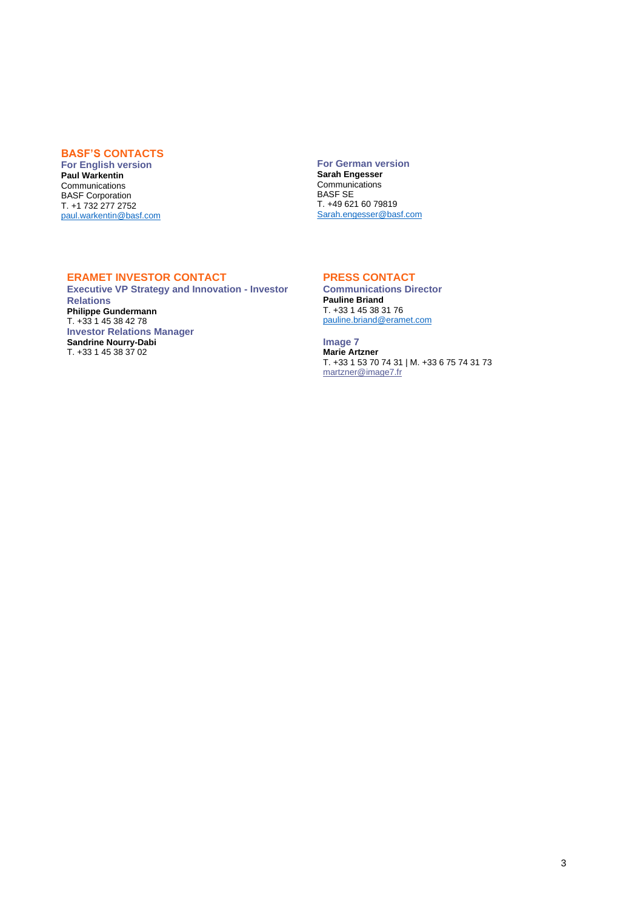## BASF'S CONTACTS

### For English version

**Paul Warkentin**
Communications
BASF Corporation
T. +1 732 277 2752
paul.warkentin@basf.com

### For German version

**Sarah Engesser**
Communications
BASF SE
T. +49 621 60 79819
Sarah.engesser@basf.com

## ERAMET INVESTOR CONTACT

### Executive VP Strategy and Innovation - Investor Relations

**Philippe Gundermann**
T. +33 1 45 38 42 78

### Investor Relations Manager

**Sandrine Nourry-Dabi**
T. +33 1 45 38 37 02

## PRESS CONTACT

### Communications Director

**Pauline Briand**
T. +33 1 45 38 31 76
pauline.briand@eramet.com

### Image 7

**Marie Artzner**
T. +33 1 53 70 74 31 | M. +33 6 75 74 31 73
martzner@image7.fr